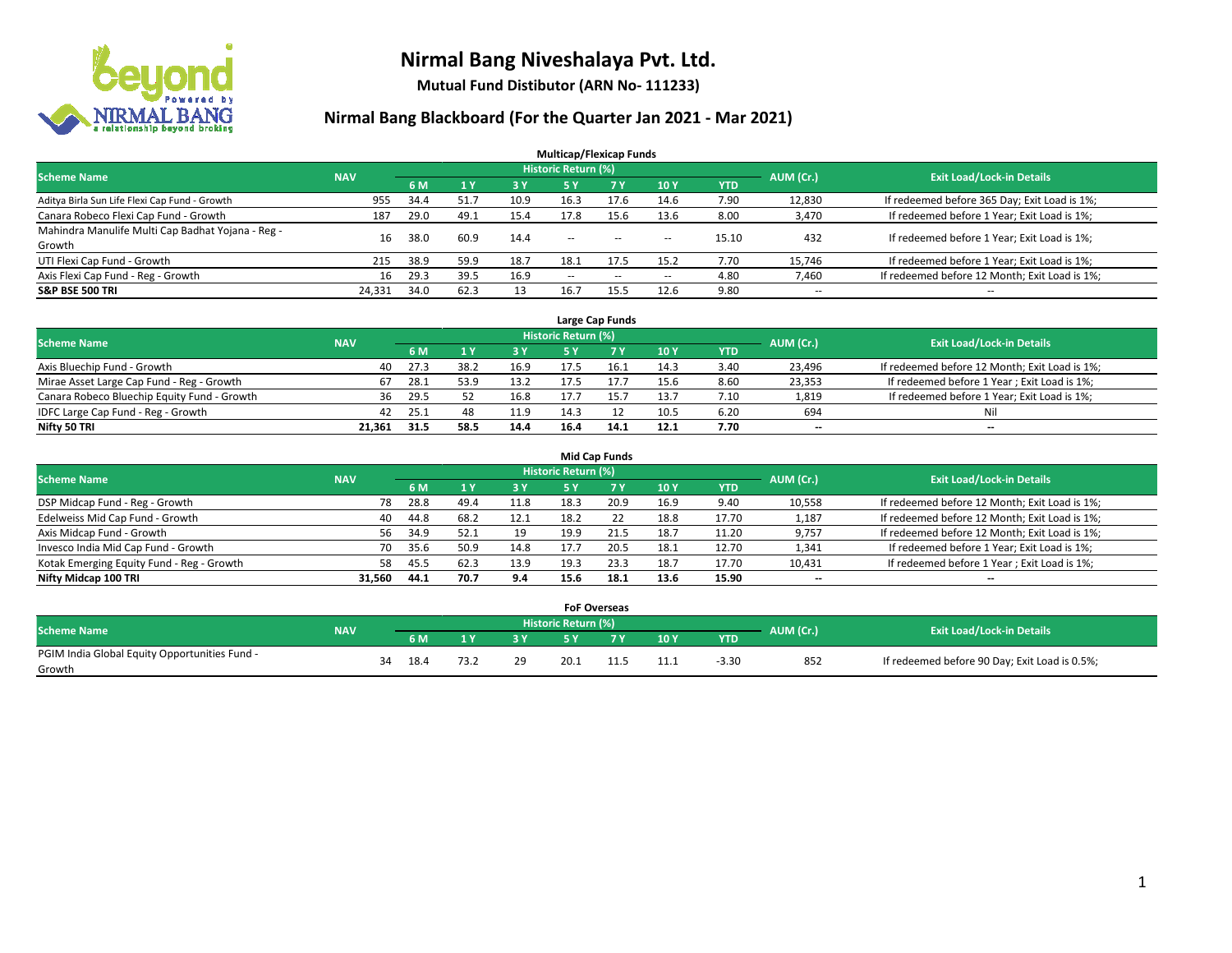# Nirmal Bang Niveshalaya Pvt. Ltd.

**Mutual Fund Distibutor (ARN No- 111233)**

## Nirmal Bang Blackboard (For the Quarter Jan 2021 - Mar 2021)

### Multicap/Flexicap Funds

| Scheme Name | NAV | Historic Return (%) | | | | | | | AUM (Cr.) | Exit Load/Lock-in Details |
|---|---|---|---|---|---|---|---|---|---|---|
| | | 6 M | 1 Y | 3 Y | 5 Y | 7 Y | 10 Y | YTD | | |
| Aditya Birla Sun Life Flexi Cap Fund - Growth | 955 | 34.4 | 51.7 | 10.9 | 16.3 | 17.6 | 14.6 | 7.90 | 12,830 | If redeemed before 365 Day; Exit Load is 1%; |
| Canara Robeco Flexi Cap Fund - Growth | 187 | 29.0 | 49.1 | 15.4 | 17.8 | 15.6 | 13.6 | 8.00 | 3,470 | If redeemed before 1 Year; Exit Load is 1%; |
| Mahindra Manulife Multi Cap Badhat Yojana - Reg - Growth | 16 | 38.0 | 60.9 | 14.4 | -- | -- | -- | 15.10 | 432 | If redeemed before 1 Year; Exit Load is 1%; |
| UTI Flexi Cap Fund - Growth | 215 | 38.9 | 59.9 | 18.7 | 18.1 | 17.5 | 15.2 | 7.70 | 15,746 | If redeemed before 1 Year; Exit Load is 1%; |
| Axis Flexi Cap Fund - Reg - Growth | 16 | 29.3 | 39.5 | 16.9 | -- | -- | -- | 4.80 | 7,460 | If redeemed before 12 Month; Exit Load is 1%; |
| **S&P BSE 500 TRI** | **24,331** | **34.0** | **62.3** | **13** | **16.7** | **15.5** | **12.6** | **9.80** | -- | -- |

### Large Cap Funds

| Scheme Name | NAV | Historic Return (%) | | | | | | | AUM (Cr.) | Exit Load/Lock-in Details |
|---|---|---|---|---|---|---|---|---|---|---|
| | | 6 M | 1 Y | 3 Y | 5 Y | 7 Y | 10 Y | YTD | | |
| Axis Bluechip Fund - Growth | 40 | 27.3 | 38.2 | 16.9 | 17.5 | 16.1 | 14.3 | 3.40 | 23,496 | If redeemed before 12 Month; Exit Load is 1%; |
| Mirae Asset Large Cap Fund - Reg - Growth | 67 | 28.1 | 53.9 | 13.2 | 17.5 | 17.7 | 15.6 | 8.60 | 23,353 | If redeemed before 1 Year ; Exit Load is 1%; |
| Canara Robeco Bluechip Equity Fund - Growth | 36 | 29.5 | 52 | 16.8 | 17.7 | 15.7 | 13.7 | 7.10 | 1,819 | If redeemed before 1 Year; Exit Load is 1%; |
| IDFC Large Cap Fund - Reg - Growth | 42 | 25.1 | 48 | 11.9 | 14.3 | 12 | 10.5 | 6.20 | 694 | Nil |
| **Nifty 50 TRI** | **21,361** | **31.5** | **58.5** | **14.4** | **16.4** | **14.1** | **12.1** | **7.70** | **--** | **--** |

### Mid Cap Funds

| Scheme Name | NAV | Historic Return (%) | | | | | | | AUM (Cr.) | Exit Load/Lock-in Details |
|---|---|---|---|---|---|---|---|---|---|---|
| | | 6 M | 1 Y | 3 Y | 5 Y | 7 Y | 10 Y | YTD | | |
| DSP Midcap Fund - Reg - Growth | 78 | 28.8 | 49.4 | 11.8 | 18.3 | 20.9 | 16.9 | 9.40 | 10,558 | If redeemed before 12 Month; Exit Load is 1%; |
| Edelweiss Mid Cap Fund - Growth | 40 | 44.8 | 68.2 | 12.1 | 18.2 | 22 | 18.8 | 17.70 | 1,187 | If redeemed before 12 Month; Exit Load is 1%; |
| Axis Midcap Fund - Growth | 56 | 34.9 | 52.1 | 19 | 19.9 | 21.5 | 18.7 | 11.20 | 9,757 | If redeemed before 12 Month; Exit Load is 1%; |
| Invesco India Mid Cap Fund - Growth | 70 | 35.6 | 50.9 | 14.8 | 17.7 | 20.5 | 18.1 | 12.70 | 1,341 | If redeemed before 1 Year; Exit Load is 1%; |
| Kotak Emerging Equity Fund - Reg - Growth | 58 | 45.5 | 62.3 | 13.9 | 19.3 | 23.3 | 18.7 | 17.70 | 10,431 | If redeemed before 1 Year ; Exit Load is 1%; |
| **Nifty Midcap 100 TRI** | **31,560** | **44.1** | **70.7** | **9.4** | **15.6** | **18.1** | **13.6** | **15.90** | **--** | **--** |

### FoF Overseas

| Scheme Name | NAV | Historic Return (%) | | | | | | | AUM (Cr.) | Exit Load/Lock-in Details |
|---|---|---|---|---|---|---|---|---|---|---|
| | | 6 M | 1 Y | 3 Y | 5 Y | 7 Y | 10 Y | YTD | | |
| PGIM India Global Equity Opportunities Fund - Growth | 34 | 18.4 | 73.2 | 29 | 20.1 | 11.5 | 11.1 | -3.30 | 852 | If redeemed before 90 Day; Exit Load is 0.5%; |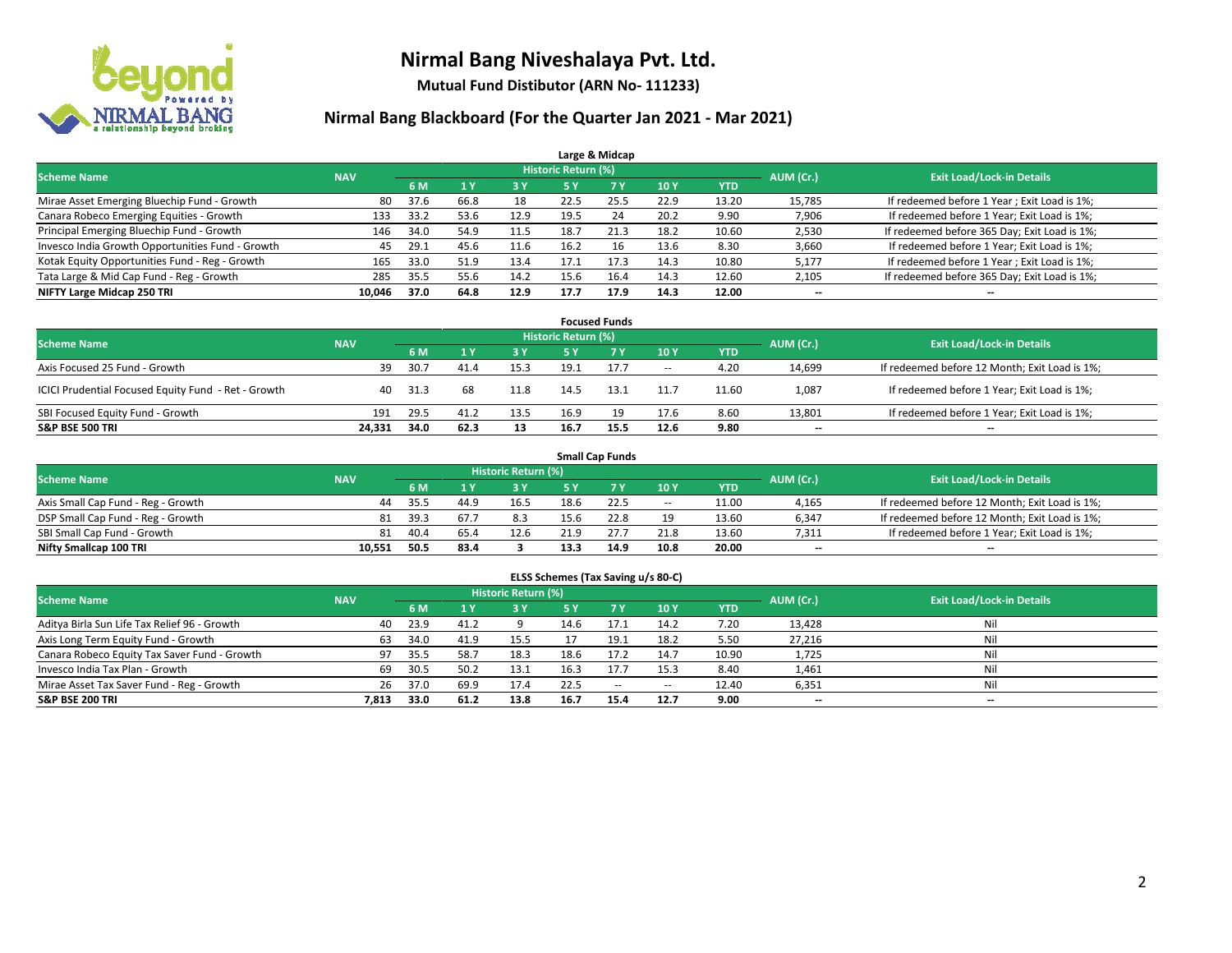# Nirmal Bang Niveshalaya Pvt. Ltd.

**Mutual Fund Distibutor (ARN No- 111233)**

## Nirmal Bang Blackboard (For the Quarter Jan 2021 - Mar 2021)

### Large & Midcap

| Scheme Name | NAV | Historic Return (%) | | | | | | | AUM (Cr.) | Exit Load/Lock-in Details |
|---|---|---|---|---|---|---|---|---|---|---|
| | | 6 M | 1 Y | 3 Y | 5 Y | 7 Y | 10 Y | YTD | | |
| Mirae Asset Emerging Bluechip Fund - Growth | 80 | 37.6 | 66.8 | 18 | 22.5 | 25.5 | 22.9 | 13.20 | 15,785 | If redeemed before 1 Year ; Exit Load is 1%; |
| Canara Robeco Emerging Equities - Growth | 133 | 33.2 | 53.6 | 12.9 | 19.5 | 24 | 20.2 | 9.90 | 7,906 | If redeemed before 1 Year; Exit Load is 1%; |
| Principal Emerging Bluechip Fund - Growth | 146 | 34.0 | 54.9 | 11.5 | 18.7 | 21.3 | 18.2 | 10.60 | 2,530 | If redeemed before 365 Day; Exit Load is 1%; |
| Invesco India Growth Opportunities Fund - Growth | 45 | 29.1 | 45.6 | 11.6 | 16.2 | 16 | 13.6 | 8.30 | 3,660 | If redeemed before 1 Year; Exit Load is 1%; |
| Kotak Equity Opportunities Fund - Reg - Growth | 165 | 33.0 | 51.9 | 13.4 | 17.1 | 17.3 | 14.3 | 10.80 | 5,177 | If redeemed before 1 Year ; Exit Load is 1%; |
| Tata Large & Mid Cap Fund - Reg - Growth | 285 | 35.5 | 55.6 | 14.2 | 15.6 | 16.4 | 14.3 | 12.60 | 2,105 | If redeemed before 365 Day; Exit Load is 1%; |
| **NIFTY Large Midcap 250 TRI** | **10,046** | **37.0** | **64.8** | **12.9** | **17.7** | **17.9** | **14.3** | **12.00** | -- | -- |

### Focused Funds

| Scheme Name | NAV | Historic Return (%) | | | | | | | AUM (Cr.) | Exit Load/Lock-in Details |
|---|---|---|---|---|---|---|---|---|---|---|
| | | 6 M | 1 Y | 3 Y | 5 Y | 7 Y | 10 Y | YTD | | |
| Axis Focused 25 Fund - Growth | 39 | 30.7 | 41.4 | 15.3 | 19.1 | 17.7 | -- | 4.20 | 14,699 | If redeemed before 12 Month; Exit Load is 1%; |
| ICICI Prudential Focused Equity Fund - Ret - Growth | 40 | 31.3 | 68 | 11.8 | 14.5 | 13.1 | 11.7 | 11.60 | 1,087 | If redeemed before 1 Year; Exit Load is 1%; |
| SBI Focused Equity Fund - Growth | 191 | 29.5 | 41.2 | 13.5 | 16.9 | 19 | 17.6 | 8.60 | 13,801 | If redeemed before 1 Year; Exit Load is 1%; |
| **S&P BSE 500 TRI** | **24,331** | **34.0** | **62.3** | **13** | **16.7** | **15.5** | **12.6** | **9.80** | -- | -- |

### Small Cap Funds

| Scheme Name | NAV | Historic Return (%) | | | | | | | AUM (Cr.) | Exit Load/Lock-in Details |
|---|---|---|---|---|---|---|---|---|---|---|
| | | 6 M | 1 Y | 3 Y | 5 Y | 7 Y | 10 Y | YTD | | |
| Axis Small Cap Fund - Reg - Growth | 44 | 35.5 | 44.9 | 16.5 | 18.6 | 22.5 | -- | 11.00 | 4,165 | If redeemed before 12 Month; Exit Load is 1%; |
| DSP Small Cap Fund - Reg - Growth | 81 | 39.3 | 67.7 | 8.3 | 15.6 | 22.8 | 19 | 13.60 | 6,347 | If redeemed before 12 Month; Exit Load is 1%; |
| SBI Small Cap Fund - Growth | 81 | 40.4 | 65.4 | 12.6 | 21.9 | 27.7 | 21.8 | 13.60 | 7,311 | If redeemed before 1 Year; Exit Load is 1%; |
| **Nifty Smallcap 100 TRI** | **10,551** | **50.5** | **83.4** | **3** | **13.3** | **14.9** | **10.8** | **20.00** | -- | -- |

### ELSS Schemes (Tax Saving u/s 80-C)

| Scheme Name | NAV | Historic Return (%) | | | | | | | AUM (Cr.) | Exit Load/Lock-in Details |
|---|---|---|---|---|---|---|---|---|---|---|
| | | 6 M | 1 Y | 3 Y | 5 Y | 7 Y | 10 Y | YTD | | |
| Aditya Birla Sun Life Tax Relief 96 - Growth | 40 | 23.9 | 41.2 | 9 | 14.6 | 17.1 | 14.2 | 7.20 | 13,428 | Nil |
| Axis Long Term Equity Fund - Growth | 63 | 34.0 | 41.9 | 15.5 | 17 | 19.1 | 18.2 | 5.50 | 27,216 | Nil |
| Canara Robeco Equity Tax Saver Fund - Growth | 97 | 35.5 | 58.7 | 18.3 | 18.6 | 17.2 | 14.7 | 10.90 | 1,725 | Nil |
| Invesco India Tax Plan - Growth | 69 | 30.5 | 50.2 | 13.1 | 16.3 | 17.7 | 15.3 | 8.40 | 1,461 | Nil |
| Mirae Asset Tax Saver Fund - Reg - Growth | 26 | 37.0 | 69.9 | 17.4 | 22.5 | -- | -- | 12.40 | 6,351 | Nil |
| **S&P BSE 200 TRI** | **7,813** | **33.0** | **61.2** | **13.8** | **16.7** | **15.4** | **12.7** | **9.00** | -- | -- |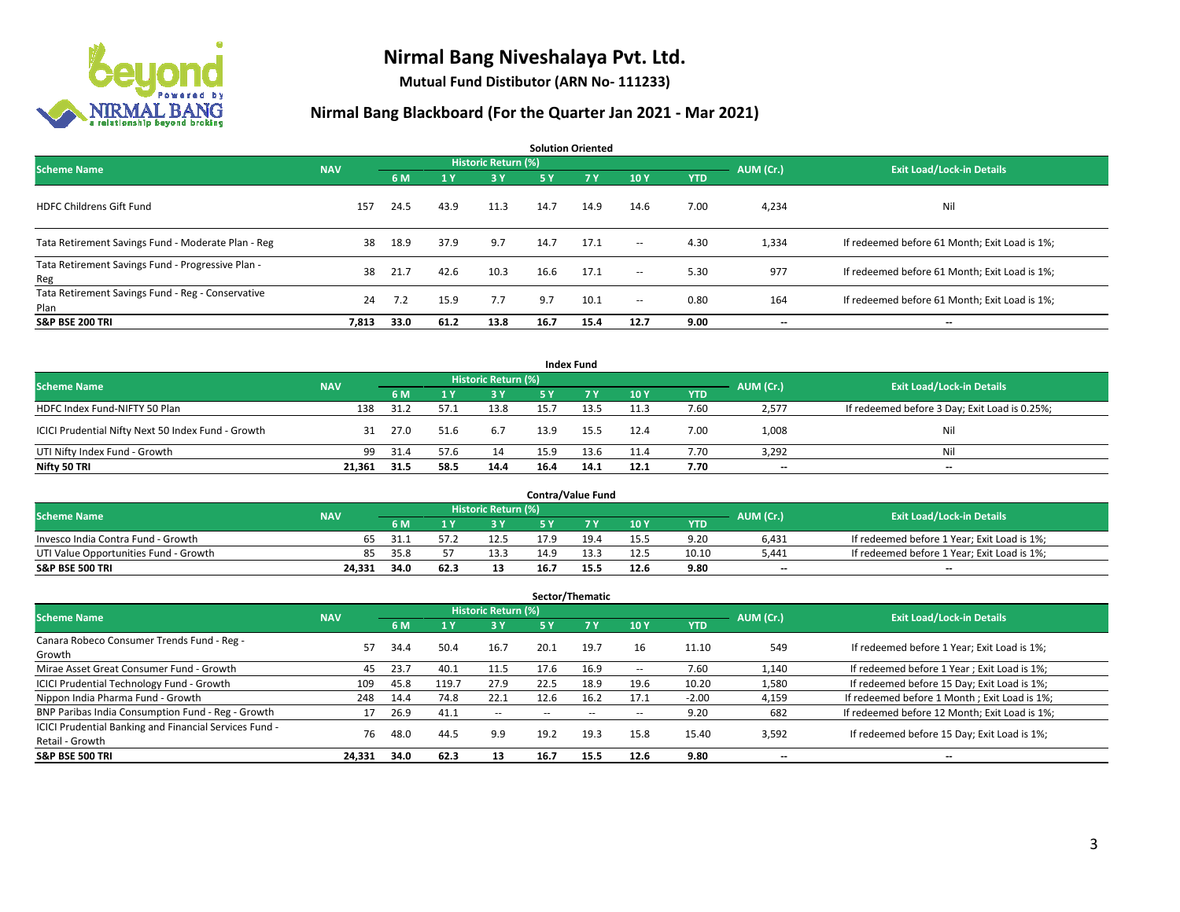# Nirmal Bang Niveshalaya Pvt. Ltd.

**Mutual Fund Distibutor (ARN No- 111233)**

## Nirmal Bang Blackboard (For the Quarter Jan 2021 - Mar 2021)

### Solution Oriented

| Scheme Name | NAV | Historic Return (%) | | | | | | | AUM (Cr.) | Exit Load/Lock-in Details |
|---|---|---|---|---|---|---|---|---|---|---|
| | | 6 M | 1 Y | 3 Y | 5 Y | 7 Y | 10 Y | YTD | | |
| HDFC Childrens Gift Fund | 157 | 24.5 | 43.9 | 11.3 | 14.7 | 14.9 | 14.6 | 7.00 | 4,234 | Nil |
| Tata Retirement Savings Fund - Moderate Plan - Reg | 38 | 18.9 | 37.9 | 9.7 | 14.7 | 17.1 | -- | 4.30 | 1,334 | If redeemed before 61 Month; Exit Load is 1%; |
| Tata Retirement Savings Fund - Progressive Plan - Reg | 38 | 21.7 | 42.6 | 10.3 | 16.6 | 17.1 | -- | 5.30 | 977 | If redeemed before 61 Month; Exit Load is 1%; |
| Tata Retirement Savings Fund - Reg - Conservative Plan | 24 | 7.2 | 15.9 | 7.7 | 9.7 | 10.1 | -- | 0.80 | 164 | If redeemed before 61 Month; Exit Load is 1%; |
| **S&P BSE 200 TRI** | **7,813** | **33.0** | **61.2** | **13.8** | **16.7** | **15.4** | **12.7** | **9.00** | **--** | **--** |

### Index Fund

| Scheme Name | NAV | Historic Return (%) | | | | | | | AUM (Cr.) | Exit Load/Lock-in Details |
|---|---|---|---|---|---|---|---|---|---|---|
| | | 6 M | 1 Y | 3 Y | 5 Y | 7 Y | 10 Y | YTD | | |
| HDFC Index Fund-NIFTY 50 Plan | 138 | 31.2 | 57.1 | 13.8 | 15.7 | 13.5 | 11.3 | 7.60 | 2,577 | If redeemed before 3 Day; Exit Load is 0.25%; |
| ICICI Prudential Nifty Next 50 Index Fund - Growth | 31 | 27.0 | 51.6 | 6.7 | 13.9 | 15.5 | 12.4 | 7.00 | 1,008 | Nil |
| UTI Nifty Index Fund - Growth | 99 | 31.4 | 57.6 | 14 | 15.9 | 13.6 | 11.4 | 7.70 | 3,292 | Nil |
| **Nifty 50 TRI** | **21,361** | **31.5** | **58.5** | **14.4** | **16.4** | **14.1** | **12.1** | **7.70** | **--** | **--** |

### Contra/Value Fund

| Scheme Name | NAV | Historic Return (%) | | | | | | | AUM (Cr.) | Exit Load/Lock-in Details |
|---|---|---|---|---|---|---|---|---|---|---|
| | | 6 M | 1 Y | 3 Y | 5 Y | 7 Y | 10 Y | YTD | | |
| Invesco India Contra Fund - Growth | 65 | 31.1 | 57.2 | 12.5 | 17.9 | 19.4 | 15.5 | 9.20 | 6,431 | If redeemed before 1 Year; Exit Load is 1%; |
| UTI Value Opportunities Fund - Growth | 85 | 35.8 | 57 | 13.3 | 14.9 | 13.3 | 12.5 | 10.10 | 5,441 | If redeemed before 1 Year; Exit Load is 1%; |
| **S&P BSE 500 TRI** | **24,331** | **34.0** | **62.3** | **13** | **16.7** | **15.5** | **12.6** | **9.80** | **--** | **--** |

### Sector/Thematic

| Scheme Name | NAV | Historic Return (%) | | | | | | | AUM (Cr.) | Exit Load/Lock-in Details |
|---|---|---|---|---|---|---|---|---|---|---|
| | | 6 M | 1 Y | 3 Y | 5 Y | 7 Y | 10 Y | YTD | | |
| Canara Robeco Consumer Trends Fund - Reg - Growth | 57 | 34.4 | 50.4 | 16.7 | 20.1 | 19.7 | 16 | 11.10 | 549 | If redeemed before 1 Year; Exit Load is 1%; |
| Mirae Asset Great Consumer Fund - Growth | 45 | 23.7 | 40.1 | 11.5 | 17.6 | 16.9 | -- | 7.60 | 1,140 | If redeemed before 1 Year ; Exit Load is 1%; |
| ICICI Prudential Technology Fund - Growth | 109 | 45.8 | 119.7 | 27.9 | 22.5 | 18.9 | 19.6 | 10.20 | 1,580 | If redeemed before 15 Day; Exit Load is 1%; |
| Nippon India Pharma Fund - Growth | 248 | 14.4 | 74.8 | 22.1 | 12.6 | 16.2 | 17.1 | -2.00 | 4,159 | If redeemed before 1 Month ; Exit Load is 1%; |
| BNP Paribas India Consumption Fund - Reg - Growth | 17 | 26.9 | 41.1 | -- | -- | -- | -- | 9.20 | 682 | If redeemed before 12 Month; Exit Load is 1%; |
| ICICI Prudential Banking and Financial Services Fund - Retail - Growth | 76 | 48.0 | 44.5 | 9.9 | 19.2 | 19.3 | 15.8 | 15.40 | 3,592 | If redeemed before 15 Day; Exit Load is 1%; |
| **S&P BSE 500 TRI** | **24,331** | **34.0** | **62.3** | **13** | **16.7** | **15.5** | **12.6** | **9.80** | **--** | **--** |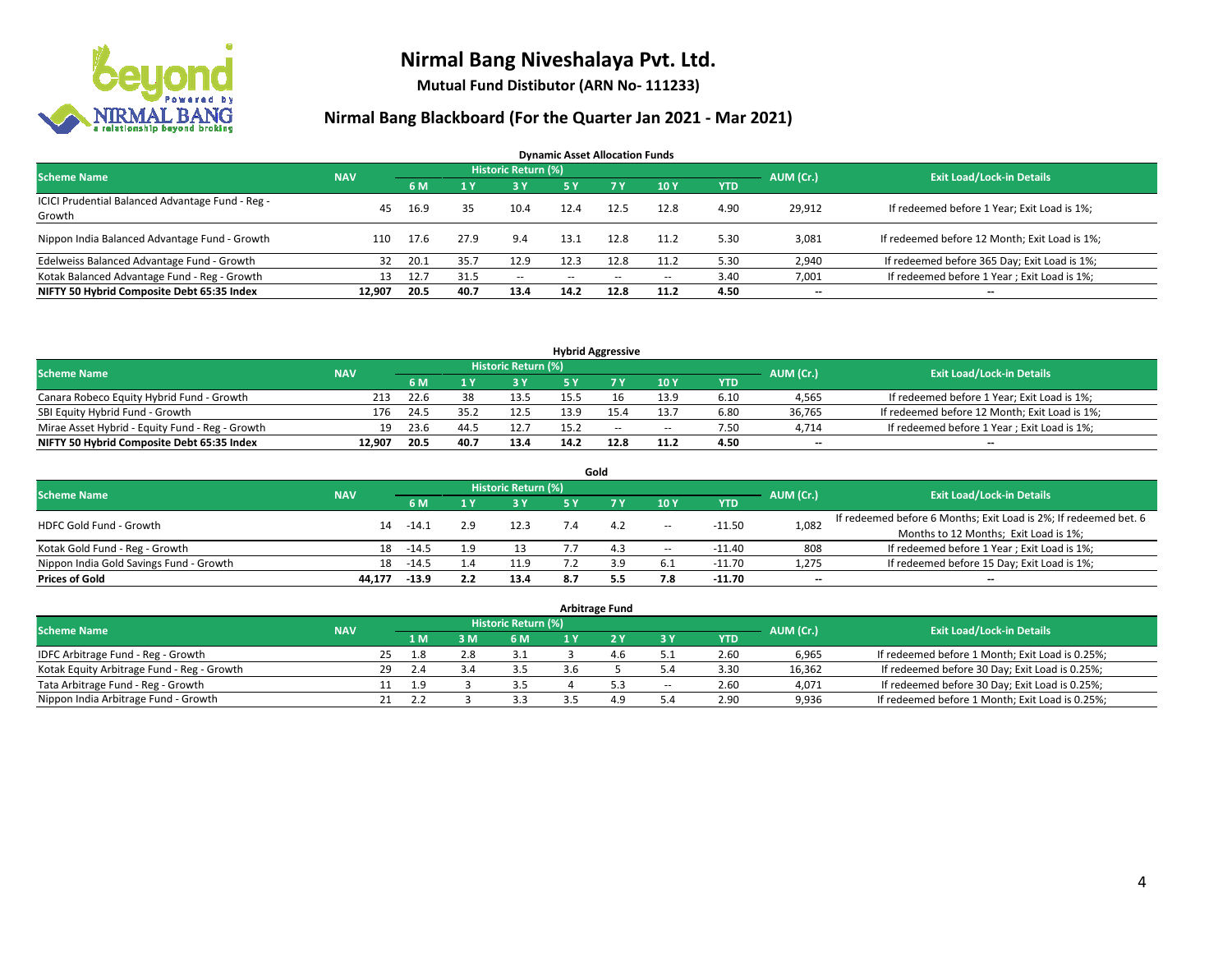# Nirmal Bang Niveshalaya Pvt. Ltd.

**Mutual Fund Distibutor (ARN No- 111233)**

## Nirmal Bang Blackboard (For the Quarter Jan 2021 - Mar 2021)

### Dynamic Asset Allocation Funds

| Scheme Name | NAV | Historic Return (%) | | | | | | | AUM (Cr.) | Exit Load/Lock-in Details |
|---|---|---|---|---|---|---|---|---|---|---|
| | | 6 M | 1 Y | 3 Y | 5 Y | 7 Y | 10 Y | YTD | | |
| ICICI Prudential Balanced Advantage Fund - Reg - Growth | 45 | 16.9 | 35 | 10.4 | 12.4 | 12.5 | 12.8 | 4.90 | 29,912 | If redeemed before 1 Year; Exit Load is 1%; |
| Nippon India Balanced Advantage Fund - Growth | 110 | 17.6 | 27.9 | 9.4 | 13.1 | 12.8 | 11.2 | 5.30 | 3,081 | If redeemed before 12 Month; Exit Load is 1%; |
| Edelweiss Balanced Advantage Fund - Growth | 32 | 20.1 | 35.7 | 12.9 | 12.3 | 12.8 | 11.2 | 5.30 | 2,940 | If redeemed before 365 Day; Exit Load is 1%; |
| Kotak Balanced Advantage Fund - Reg - Growth | 13 | 12.7 | 31.5 | -- | -- | -- | -- | 3.40 | 7,001 | If redeemed before 1 Year ; Exit Load is 1%; |
| **NIFTY 50 Hybrid Composite Debt 65:35 Index** | **12,907** | **20.5** | **40.7** | **13.4** | **14.2** | **12.8** | **11.2** | **4.50** | **--** | **--** |

### Hybrid Aggressive

| Scheme Name | NAV | Historic Return (%) | | | | | | | AUM (Cr.) | Exit Load/Lock-in Details |
|---|---|---|---|---|---|---|---|---|---|---|
| | | 6 M | 1 Y | 3 Y | 5 Y | 7 Y | 10 Y | YTD | | |
| Canara Robeco Equity Hybrid Fund - Growth | 213 | 22.6 | 38 | 13.5 | 15.5 | 16 | 13.9 | 6.10 | 4,565 | If redeemed before 1 Year; Exit Load is 1%; |
| SBI Equity Hybrid Fund - Growth | 176 | 24.5 | 35.2 | 12.5 | 13.9 | 15.4 | 13.7 | 6.80 | 36,765 | If redeemed before 12 Month; Exit Load is 1%; |
| Mirae Asset Hybrid - Equity Fund - Reg - Growth | 19 | 23.6 | 44.5 | 12.7 | 15.2 | -- | -- | 7.50 | 4,714 | If redeemed before 1 Year ; Exit Load is 1%; |
| **NIFTY 50 Hybrid Composite Debt 65:35 Index** | **12,907** | **20.5** | **40.7** | **13.4** | **14.2** | **12.8** | **11.2** | **4.50** | **--** | **--** |

### Gold

| Scheme Name | NAV | Historic Return (%) | | | | | | | AUM (Cr.) | Exit Load/Lock-in Details |
|---|---|---|---|---|---|---|---|---|---|---|
| | | 6 M | 1 Y | 3 Y | 5 Y | 7 Y | 10 Y | YTD | | |
| HDFC Gold Fund - Growth | 14 | -14.1 | 2.9 | 12.3 | 7.4 | 4.2 | -- | -11.50 | 1,082 | If redeemed before 6 Months; Exit Load is 2%; If redeemed bet. 6 Months to 12 Months; Exit Load is 1%; |
| Kotak Gold Fund - Reg - Growth | 18 | -14.5 | 1.9 | 13 | 7.7 | 4.3 | -- | -11.40 | 808 | If redeemed before 1 Year ; Exit Load is 1%; |
| Nippon India Gold Savings Fund - Growth | 18 | -14.5 | 1.4 | 11.9 | 7.2 | 3.9 | 6.1 | -11.70 | 1,275 | If redeemed before 15 Day; Exit Load is 1%; |
| **Prices of Gold** | **44,177** | **-13.9** | **2.2** | **13.4** | **8.7** | **5.5** | **7.8** | **-11.70** | **--** | **--** |

### Arbitrage Fund

| Scheme Name | NAV | Historic Return (%) | | | | | | | AUM (Cr.) | Exit Load/Lock-in Details |
|---|---|---|---|---|---|---|---|---|---|---|
| | | 1 M | 3 M | 6 M | 1 Y | 2 Y | 3 Y | YTD | | |
| IDFC Arbitrage Fund - Reg - Growth | 25 | 1.8 | 2.8 | 3.1 | 3 | 4.6 | 5.1 | 2.60 | 6,965 | If redeemed before 1 Month; Exit Load is 0.25%; |
| Kotak Equity Arbitrage Fund - Reg - Growth | 29 | 2.4 | 3.4 | 3.5 | 3.6 | 5 | 5.4 | 3.30 | 16,362 | If redeemed before 30 Day; Exit Load is 0.25%; |
| Tata Arbitrage Fund - Reg - Growth | 11 | 1.9 | 3 | 3.5 | 4 | 5.3 | -- | 2.60 | 4,071 | If redeemed before 30 Day; Exit Load is 0.25%; |
| Nippon India Arbitrage Fund - Growth | 21 | 2.2 | 3 | 3.3 | 3.5 | 4.9 | 5.4 | 2.90 | 9,936 | If redeemed before 1 Month; Exit Load is 0.25%; |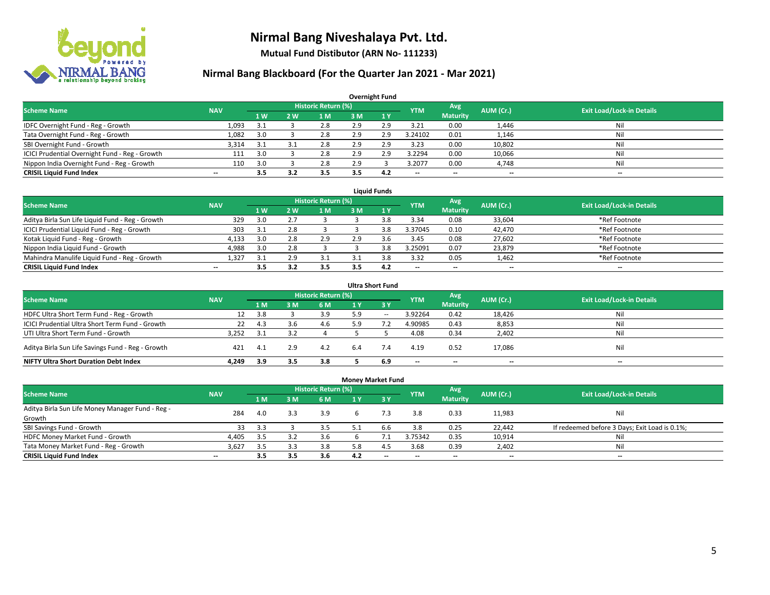# Nirmal Bang Niveshalaya Pvt. Ltd.

**Mutual Fund Distibutor (ARN No- 111233)**

## Nirmal Bang Blackboard (For the Quarter Jan 2021 - Mar 2021)

### Overnight Fund

| Scheme Name | NAV | Historic Return (%) | | | | | YTM | Avg Maturity | AUM (Cr.) | Exit Load/Lock-in Details |
|---|---|---|---|---|---|---|---|---|---|---|
| | | 1 W | 2 W | 1 M | 3 M | 1 Y | | | | |
| IDFC Overnight Fund - Reg - Growth | 1,093 | 3.1 | 3 | 2.8 | 2.9 | 2.9 | 3.21 | 0.00 | 1,446 | Nil |
| Tata Overnight Fund - Reg - Growth | 1,082 | 3.0 | 3 | 2.8 | 2.9 | 2.9 | 3.24102 | 0.01 | 1,146 | Nil |
| SBI Overnight Fund - Growth | 3,314 | 3.1 | 3.1 | 2.8 | 2.9 | 2.9 | 3.23 | 0.00 | 10,802 | Nil |
| ICICI Prudential Overnight Fund - Reg - Growth | 111 | 3.0 | 3 | 2.8 | 2.9 | 2.9 | 3.2294 | 0.00 | 10,066 | Nil |
| Nippon India Overnight Fund - Reg - Growth | 110 | 3.0 | 3 | 2.8 | 2.9 | 3 | 3.2077 | 0.00 | 4,748 | Nil |
| **CRISIL Liquid Fund Index** | -- | **3.5** | **3.2** | **3.5** | **3.5** | **4.2** | -- | -- | -- | -- |

### Liquid Funds

| Scheme Name | NAV | Historic Return (%) | | | | | YTM | Avg Maturity | AUM (Cr.) | Exit Load/Lock-in Details |
|---|---|---|---|---|---|---|---|---|---|---|
| | | 1 W | 2 W | 1 M | 3 M | 1 Y | | | | |
| Aditya Birla Sun Life Liquid Fund - Reg - Growth | 329 | 3.0 | 2.7 | 3 | 3 | 3.8 | 3.34 | 0.08 | 33,604 | *Ref Footnote |
| ICICI Prudential Liquid Fund - Reg - Growth | 303 | 3.1 | 2.8 | 3 | 3 | 3.8 | 3.37045 | 0.10 | 42,470 | *Ref Footnote |
| Kotak Liquid Fund - Reg - Growth | 4,133 | 3.0 | 2.8 | 2.9 | 2.9 | 3.6 | 3.45 | 0.08 | 27,602 | *Ref Footnote |
| Nippon India Liquid Fund - Growth | 4,988 | 3.0 | 2.8 | 3 | 3 | 3.8 | 3.25091 | 0.07 | 23,879 | *Ref Footnote |
| Mahindra Manulife Liquid Fund - Reg - Growth | 1,327 | 3.1 | 2.9 | 3.1 | 3.1 | 3.8 | 3.32 | 0.05 | 1,462 | *Ref Footnote |
| **CRISIL Liquid Fund Index** | -- | **3.5** | **3.2** | **3.5** | **3.5** | **4.2** | -- | -- | -- | -- |

### Ultra Short Fund

| Scheme Name | NAV | Historic Return (%) | | | | | YTM | Avg Maturity | AUM (Cr.) | Exit Load/Lock-in Details |
|---|---|---|---|---|---|---|---|---|---|---|
| | | 1 M | 3 M | 6 M | 1 Y | 3 Y | | | | |
| HDFC Ultra Short Term Fund - Reg - Growth | 12 | 3.8 | 3 | 3.9 | 5.9 | -- | 3.92264 | 0.42 | 18,426 | Nil |
| ICICI Prudential Ultra Short Term Fund - Growth | 22 | 4.3 | 3.6 | 4.6 | 5.9 | 7.2 | 4.90985 | 0.43 | 8,853 | Nil |
| UTI Ultra Short Term Fund - Growth | 3,252 | 3.1 | 3.2 | 4 | 5 | 5 | 4.08 | 0.34 | 2,402 | Nil |
| Aditya Birla Sun Life Savings Fund - Reg - Growth | 421 | 4.1 | 2.9 | 4.2 | 6.4 | 7.4 | 4.19 | 0.52 | 17,086 | Nil |
| **NIFTY Ultra Short Duration Debt Index** | **4,249** | **3.9** | **3.5** | **3.8** | **5** | **6.9** | -- | -- | -- | -- |

### Money Market Fund

| Scheme Name | NAV | Historic Return (%) | | | | | YTM | Avg Maturity | AUM (Cr.) | Exit Load/Lock-in Details |
|---|---|---|---|---|---|---|---|---|---|---|
| | | 1 M | 3 M | 6 M | 1 Y | 3 Y | | | | |
| Aditya Birla Sun Life Money Manager Fund - Reg - Growth | 284 | 4.0 | 3.3 | 3.9 | 6 | 7.3 | 3.8 | 0.33 | 11,983 | Nil |
| SBI Savings Fund - Growth | 33 | 3.3 | 3 | 3.5 | 5.1 | 6.6 | 3.8 | 0.25 | 22,442 | If redeemed before 3 Days; Exit Load is 0.1%; |
| HDFC Money Market Fund - Growth | 4,405 | 3.5 | 3.2 | 3.6 | 6 | 7.1 | 3.75342 | 0.35 | 10,914 | Nil |
| Tata Money Market Fund - Reg - Growth | 3,627 | 3.5 | 3.3 | 3.8 | 5.8 | 4.5 | 3.68 | 0.39 | 2,402 | Nil |
| **CRISIL Liquid Fund Index** | -- | **3.5** | **3.5** | **3.6** | **4.2** | -- | -- | -- | -- | -- |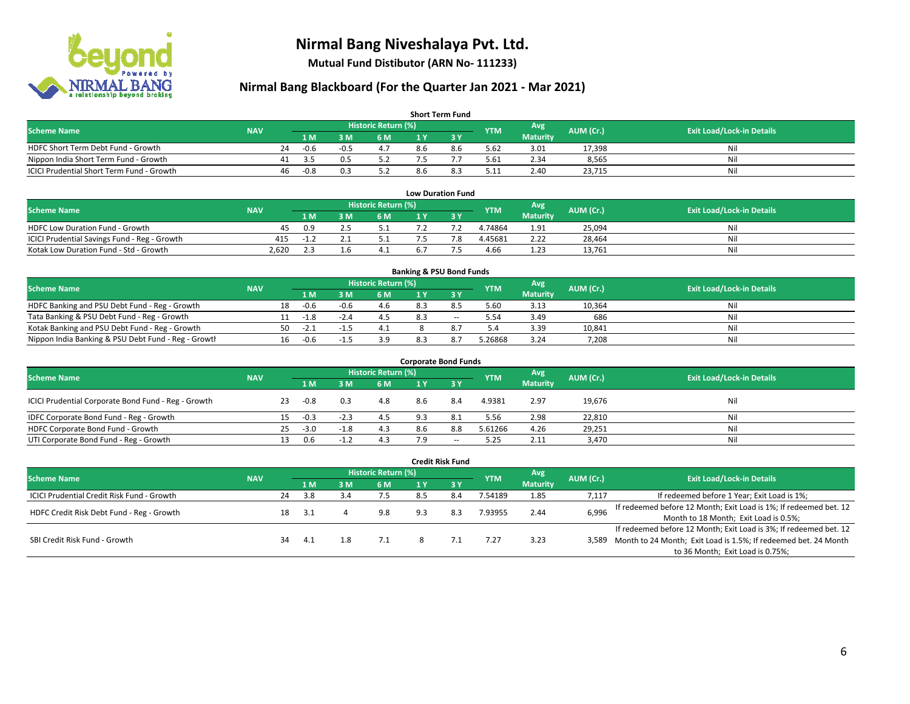# Nirmal Bang Niveshalaya Pvt. Ltd.

**Mutual Fund Distibutor (ARN No- 111233)**

## Nirmal Bang Blackboard (For the Quarter Jan 2021 - Mar 2021)

### Short Term Fund

| Scheme Name | NAV | Historic Return (%) | | | | | YTM | Avg Maturity | AUM (Cr.) | Exit Load/Lock-in Details |
|---|---|---|---|---|---|---|---|---|---|---|
| | | 1 M | 3 M | 6 M | 1 Y | 3 Y | | | | |
| HDFC Short Term Debt Fund - Growth | 24 | -0.6 | -0.5 | 4.7 | 8.6 | 8.6 | 5.62 | 3.01 | 17,398 | Nil |
| Nippon India Short Term Fund - Growth | 41 | 3.5 | 0.5 | 5.2 | 7.5 | 7.7 | 5.61 | 2.34 | 8,565 | Nil |
| ICICI Prudential Short Term Fund - Growth | 46 | -0.8 | 0.3 | 5.2 | 8.6 | 8.3 | 5.11 | 2.40 | 23,715 | Nil |

### Low Duration Fund

| Scheme Name | NAV | Historic Return (%) | | | | | YTM | Avg Maturity | AUM (Cr.) | Exit Load/Lock-in Details |
|---|---|---|---|---|---|---|---|---|---|---|
| | | 1 M | 3 M | 6 M | 1 Y | 3 Y | | | | |
| HDFC Low Duration Fund - Growth | 45 | 0.9 | 2.5 | 5.1 | 7.2 | 7.2 | 4.74864 | 1.91 | 25,094 | Nil |
| ICICI Prudential Savings Fund - Reg - Growth | 415 | -1.2 | 2.1 | 5.1 | 7.5 | 7.8 | 4.45681 | 2.22 | 28,464 | Nil |
| Kotak Low Duration Fund - Std - Growth | 2,620 | 2.3 | 1.6 | 4.1 | 6.7 | 7.5 | 4.66 | 1.23 | 13,761 | Nil |

### Banking & PSU Bond Funds

| Scheme Name | NAV | Historic Return (%) | | | | | YTM | Avg Maturity | AUM (Cr.) | Exit Load/Lock-in Details |
|---|---|---|---|---|---|---|---|---|---|---|
| | | 1 M | 3 M | 6 M | 1 Y | 3 Y | | | | |
| HDFC Banking and PSU Debt Fund - Reg - Growth | 18 | -0.6 | -0.6 | 4.6 | 8.3 | 8.5 | 5.60 | 3.13 | 10,364 | Nil |
| Tata Banking & PSU Debt Fund - Reg - Growth | 11 | -1.8 | -2.4 | 4.5 | 8.3 | -- | 5.54 | 3.49 | 686 | Nil |
| Kotak Banking and PSU Debt Fund - Reg - Growth | 50 | -2.1 | -1.5 | 4.1 | 8 | 8.7 | 5.4 | 3.39 | 10,841 | Nil |
| Nippon India Banking & PSU Debt Fund - Reg - Growth | 16 | -0.6 | -1.5 | 3.9 | 8.3 | 8.7 | 5.26868 | 3.24 | 7,208 | Nil |

### Corporate Bond Funds

| Scheme Name | NAV | Historic Return (%) | | | | | YTM | Avg Maturity | AUM (Cr.) | Exit Load/Lock-in Details |
|---|---|---|---|---|---|---|---|---|---|---|
| | | 1 M | 3 M | 6 M | 1 Y | 3 Y | | | | |
| ICICI Prudential Corporate Bond Fund - Reg - Growth | 23 | -0.8 | 0.3 | 4.8 | 8.6 | 8.4 | 4.9381 | 2.97 | 19,676 | Nil |
| IDFC Corporate Bond Fund - Reg - Growth | 15 | -0.3 | -2.3 | 4.5 | 9.3 | 8.1 | 5.56 | 2.98 | 22,810 | Nil |
| HDFC Corporate Bond Fund - Growth | 25 | -3.0 | -1.8 | 4.3 | 8.6 | 8.8 | 5.61266 | 4.26 | 29,251 | Nil |
| UTI Corporate Bond Fund - Reg - Growth | 13 | 0.6 | -1.2 | 4.3 | 7.9 | -- | 5.25 | 2.11 | 3,470 | Nil |

### Credit Risk Fund

| Scheme Name | NAV | Historic Return (%) | | | | | YTM | Avg Maturity | AUM (Cr.) | Exit Load/Lock-in Details |
|---|---|---|---|---|---|---|---|---|---|---|
| | | 1 M | 3 M | 6 M | 1 Y | 3 Y | | | | |
| ICICI Prudential Credit Risk Fund - Growth | 24 | 3.8 | 3.4 | 7.5 | 8.5 | 8.4 | 7.54189 | 1.85 | 7,117 | If redeemed before 1 Year; Exit Load is 1%; |
| HDFC Credit Risk Debt Fund - Reg - Growth | 18 | 3.1 | 4 | 9.8 | 9.3 | 8.3 | 7.93955 | 2.44 | 6,996 | If redeemed before 12 Month; Exit Load is 1%; If redeemed bet. 12 Month to 18 Month; Exit Load is 0.5%; |
| SBI Credit Risk Fund - Growth | 34 | 4.1 | 1.8 | 7.1 | 8 | 7.1 | 7.27 | 3.23 | 3,589 | If redeemed before 12 Month; Exit Load is 3%; If redeemed bet. 12 Month to 24 Month; Exit Load is 1.5%; If redeemed bet. 24 Month to 36 Month; Exit Load is 0.75%; |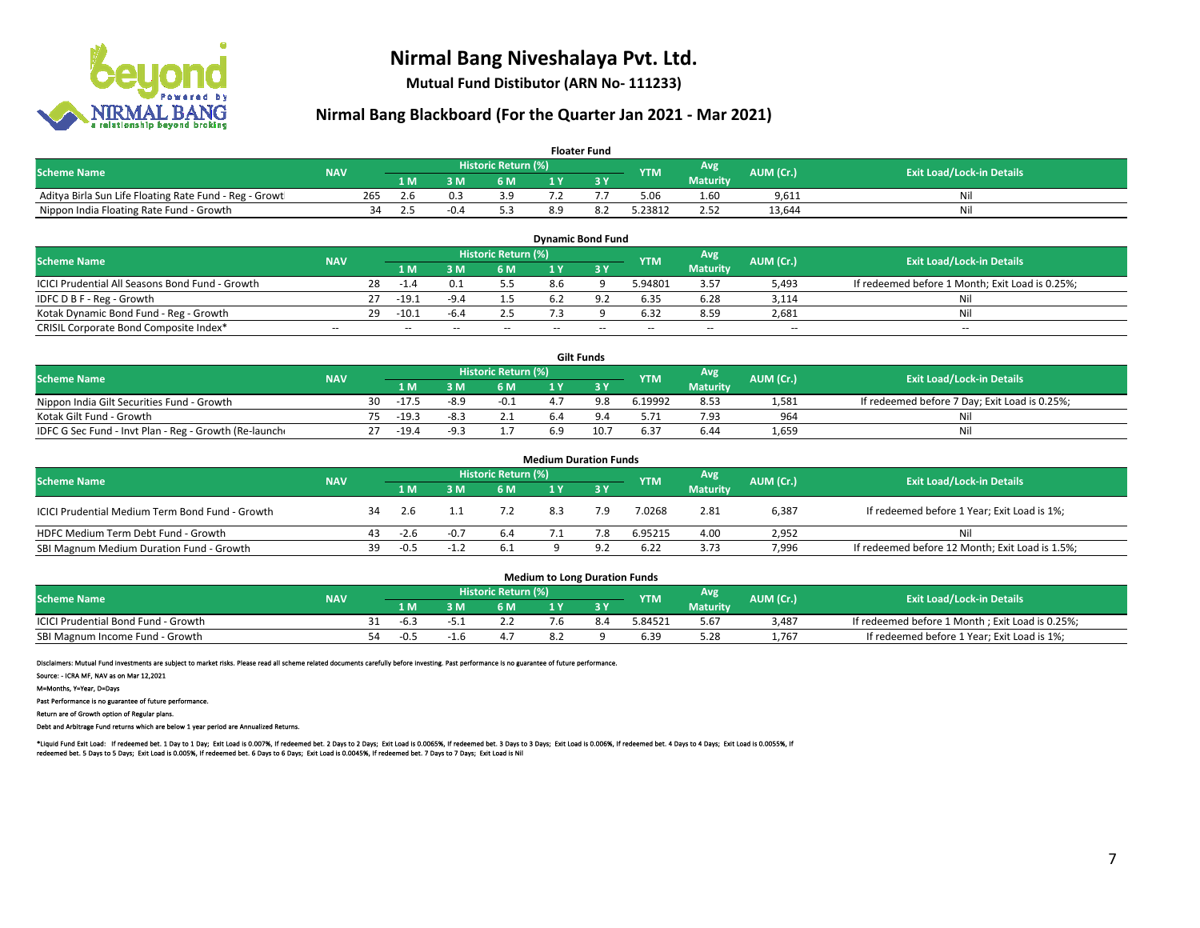# Nirmal Bang Niveshalaya Pvt. Ltd.

**Mutual Fund Distibutor (ARN No- 111233)**

## Nirmal Bang Blackboard (For the Quarter Jan 2021 - Mar 2021)

### Floater Fund

| Scheme Name | NAV | Historic Return (%) | | | | | YTM | Avg Maturity | AUM (Cr.) | Exit Load/Lock-in Details |
|---|---|---|---|---|---|---|---|---|---|---|
| | | 1 M | 3 M | 6 M | 1 Y | 3 Y | | | | |
| Aditya Birla Sun Life Floating Rate Fund - Reg - Growt | 265 | 2.6 | 0.3 | 3.9 | 7.2 | 7.7 | 5.06 | 1.60 | 9,611 | Nil |
| Nippon India Floating Rate Fund - Growth | 34 | 2.5 | -0.4 | 5.3 | 8.9 | 8.2 | 5.23812 | 2.52 | 13,644 | Nil |

### Dynamic Bond Fund

| Scheme Name | NAV | Historic Return (%) | | | | | YTM | Avg Maturity | AUM (Cr.) | Exit Load/Lock-in Details |
|---|---|---|---|---|---|---|---|---|---|---|
| | | 1 M | 3 M | 6 M | 1 Y | 3 Y | | | | |
| ICICI Prudential All Seasons Bond Fund - Growth | 28 | -1.4 | 0.1 | 5.5 | 8.6 | 9 | 5.94801 | 3.57 | 5,493 | If redeemed before 1 Month; Exit Load is 0.25%; |
| IDFC D B F - Reg - Growth | 27 | -19.1 | -9.4 | 1.5 | 6.2 | 9.2 | 6.35 | 6.28 | 3,114 | Nil |
| Kotak Dynamic Bond Fund - Reg - Growth | 29 | -10.1 | -6.4 | 2.5 | 7.3 | 9 | 6.32 | 8.59 | 2,681 | Nil |
| CRISIL Corporate Bond Composite Index* | -- | -- | -- | -- | -- | -- | -- | -- | -- | -- |

### Gilt Funds

| Scheme Name | NAV | Historic Return (%) | | | | | YTM | Avg Maturity | AUM (Cr.) | Exit Load/Lock-in Details |
|---|---|---|---|---|---|---|---|---|---|---|
| | | 1 M | 3 M | 6 M | 1 Y | 3 Y | | | | |
| Nippon India Gilt Securities Fund - Growth | 30 | -17.5 | -8.9 | -0.1 | 4.7 | 9.8 | 6.19992 | 8.53 | 1,581 | If redeemed before 7 Day; Exit Load is 0.25%; |
| Kotak Gilt Fund - Growth | 75 | -19.3 | -8.3 | 2.1 | 6.4 | 9.4 | 5.71 | 7.93 | 964 | Nil |
| IDFC G Sec Fund - Invt Plan - Reg - Growth (Re-launch | 27 | -19.4 | -9.3 | 1.7 | 6.9 | 10.7 | 6.37 | 6.44 | 1,659 | Nil |

### Medium Duration Funds

| Scheme Name | NAV | Historic Return (%) | | | | | YTM | Avg Maturity | AUM (Cr.) | Exit Load/Lock-in Details |
|---|---|---|---|---|---|---|---|---|---|---|
| | | 1 M | 3 M | 6 M | 1 Y | 3 Y | | | | |
| ICICI Prudential Medium Term Bond Fund - Growth | 34 | 2.6 | 1.1 | 7.2 | 8.3 | 7.9 | 7.0268 | 2.81 | 6,387 | If redeemed before 1 Year; Exit Load is 1%; |
| HDFC Medium Term Debt Fund - Growth | 43 | -2.6 | -0.7 | 6.4 | 7.1 | 7.8 | 6.95215 | 4.00 | 2,952 | Nil |
| SBI Magnum Medium Duration Fund - Growth | 39 | -0.5 | -1.2 | 6.1 | 9 | 9.2 | 6.22 | 3.73 | 7,996 | If redeemed before 12 Month; Exit Load is 1.5%; |

### Medium to Long Duration Funds

| Scheme Name | NAV | Historic Return (%) | | | | | YTM | Avg Maturity | AUM (Cr.) | Exit Load/Lock-in Details |
|---|---|---|---|---|---|---|---|---|---|---|
| | | 1 M | 3 M | 6 M | 1 Y | 3 Y | | | | |
| ICICI Prudential Bond Fund - Growth | 31 | -6.3 | -5.1 | 2.2 | 7.6 | 8.4 | 5.84521 | 5.67 | 3,487 | If redeemed before 1 Month ; Exit Load is 0.25%; |
| SBI Magnum Income Fund - Growth | 54 | -0.5 | -1.6 | 4.7 | 8.2 | 9 | 6.39 | 5.28 | 1,767 | If redeemed before 1 Year; Exit Load is 1%; |

Disclaimers: Mutual Fund investments are subject to market risks. Please read all scheme related documents carefully before investing. Past performance is no guarantee of future performance.

Source: - ICRA MF, NAV as on Mar 12,2021

M=Months, Y=Year, D=Days

Past Performance is no guarantee of future performance.

Return are of Growth option of Regular plans.

Debt and Arbitrage Fund returns which are below 1 year period are Annualized Returns.

*Liquid Fund Exit Load: If redeemed bet. 1 Day to 1 Day; Exit Load is 0.007%, If redeemed bet. 2 Days to 2 Days; Exit Load is 0.0065%, If redeemed bet. 3 Days to 3 Days; Exit Load is 0.006%, If redeemed bet. 4 Days to 4 Days; Exit Load is 0.0055%, If redeemed bet. 5 Days to 5 Days; Exit Load is 0.005%, If redeemed bet. 6 Days to 6 Days; Exit Load is 0.0045%, If redeemed bet. 7 Days to 7 Days; Exit Load is Nil